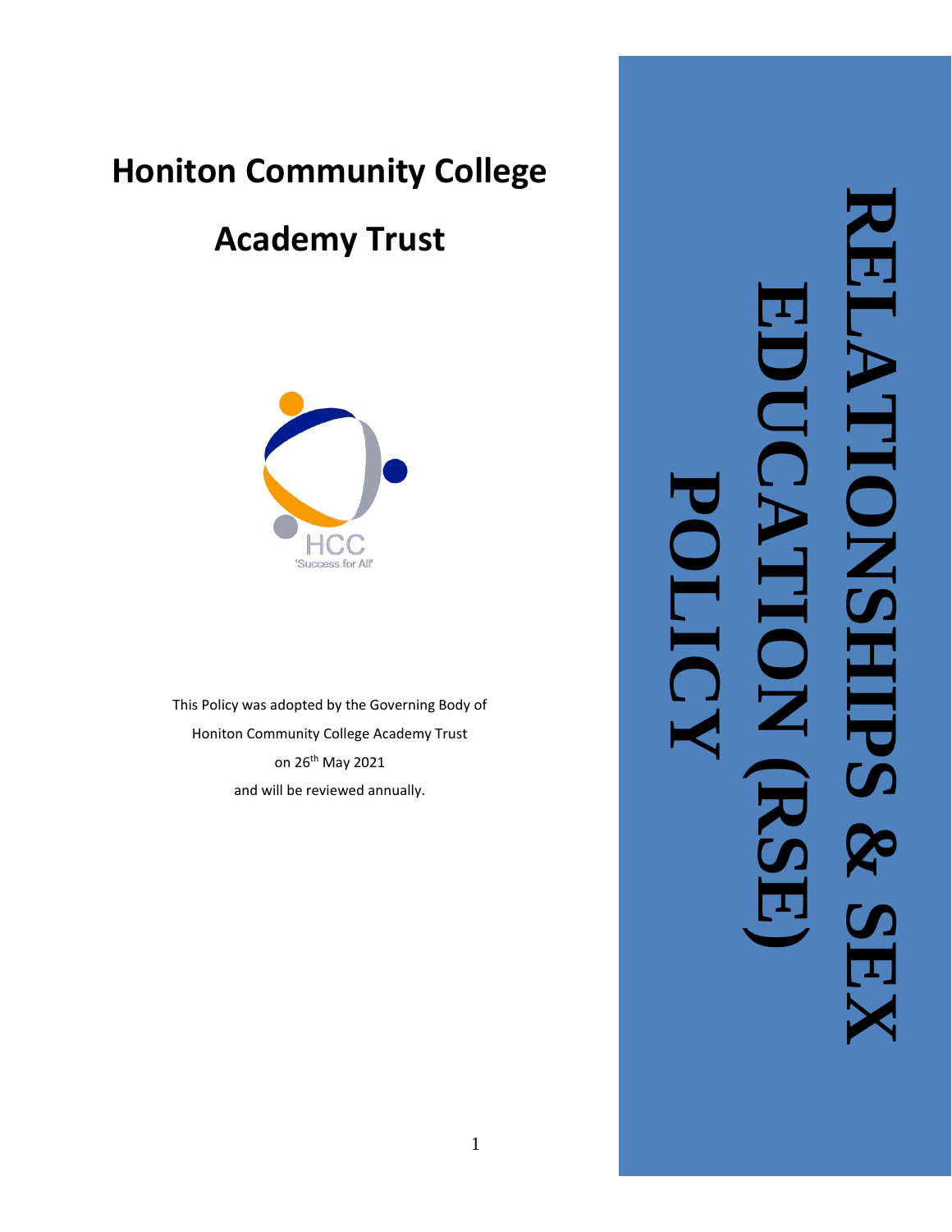# Honiton Community College

# Academy Trust

HCC
'Success for All'

This Policy was adopted by the Governing Body of
Honiton Community College Academy Trust
on 26th May 2021
and will be reviewed annually.

# RELATIONSHIPS & SEX EDUCATION (RSE) POLICY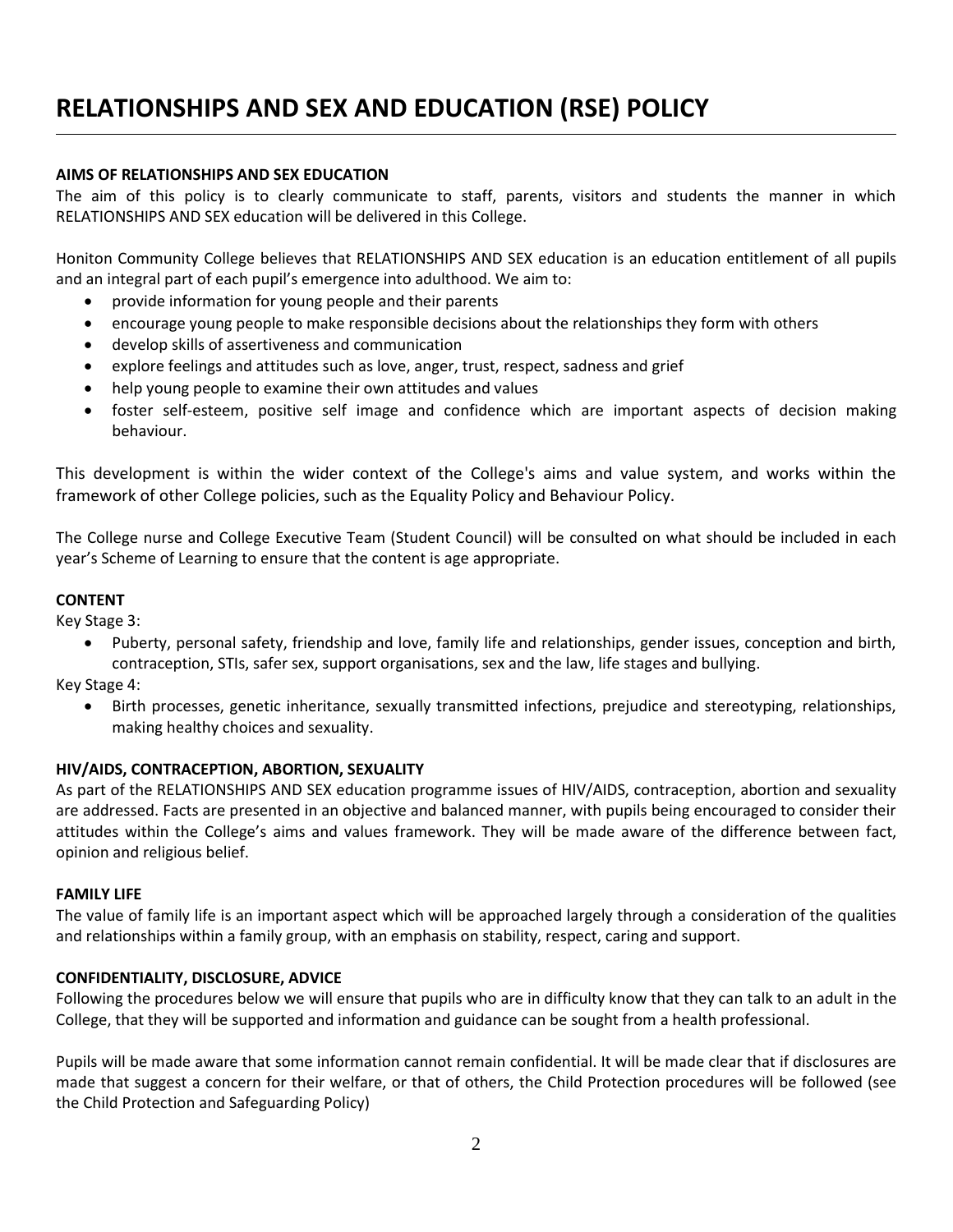# RELATIONSHIPS AND SEX AND EDUCATION (RSE) POLICY

**AIMS OF RELATIONSHIPS AND SEX EDUCATION**

The aim of this policy is to clearly communicate to staff, parents, visitors and students the manner in which RELATIONSHIPS AND SEX education will be delivered in this College.

Honiton Community College believes that RELATIONSHIPS AND SEX education is an education entitlement of all pupils and an integral part of each pupil's emergence into adulthood. We aim to:

- provide information for young people and their parents
- encourage young people to make responsible decisions about the relationships they form with others
- develop skills of assertiveness and communication
- explore feelings and attitudes such as love, anger, trust, respect, sadness and grief
- help young people to examine their own attitudes and values
- foster self-esteem, positive self image and confidence which are important aspects of decision making behaviour.

This development is within the wider context of the College's aims and value system, and works within the framework of other College policies, such as the Equality Policy and Behaviour Policy.

The College nurse and College Executive Team (Student Council) will be consulted on what should be included in each year's Scheme of Learning to ensure that the content is age appropriate.

**CONTENT**

Key Stage 3:

- Puberty, personal safety, friendship and love, family life and relationships, gender issues, conception and birth, contraception, STIs, safer sex, support organisations, sex and the law, life stages and bullying.

Key Stage 4:

- Birth processes, genetic inheritance, sexually transmitted infections, prejudice and stereotyping, relationships, making healthy choices and sexuality.

**HIV/AIDS, CONTRACEPTION, ABORTION, SEXUALITY**

As part of the RELATIONSHIPS AND SEX education programme issues of HIV/AIDS, contraception, abortion and sexuality are addressed. Facts are presented in an objective and balanced manner, with pupils being encouraged to consider their attitudes within the College's aims and values framework. They will be made aware of the difference between fact, opinion and religious belief.

**FAMILY LIFE**

The value of family life is an important aspect which will be approached largely through a consideration of the qualities and relationships within a family group, with an emphasis on stability, respect, caring and support.

**CONFIDENTIALITY, DISCLOSURE, ADVICE**

Following the procedures below we will ensure that pupils who are in difficulty know that they can talk to an adult in the College, that they will be supported and information and guidance can be sought from a health professional.

Pupils will be made aware that some information cannot remain confidential. It will be made clear that if disclosures are made that suggest a concern for their welfare, or that of others, the Child Protection procedures will be followed (see the Child Protection and Safeguarding Policy)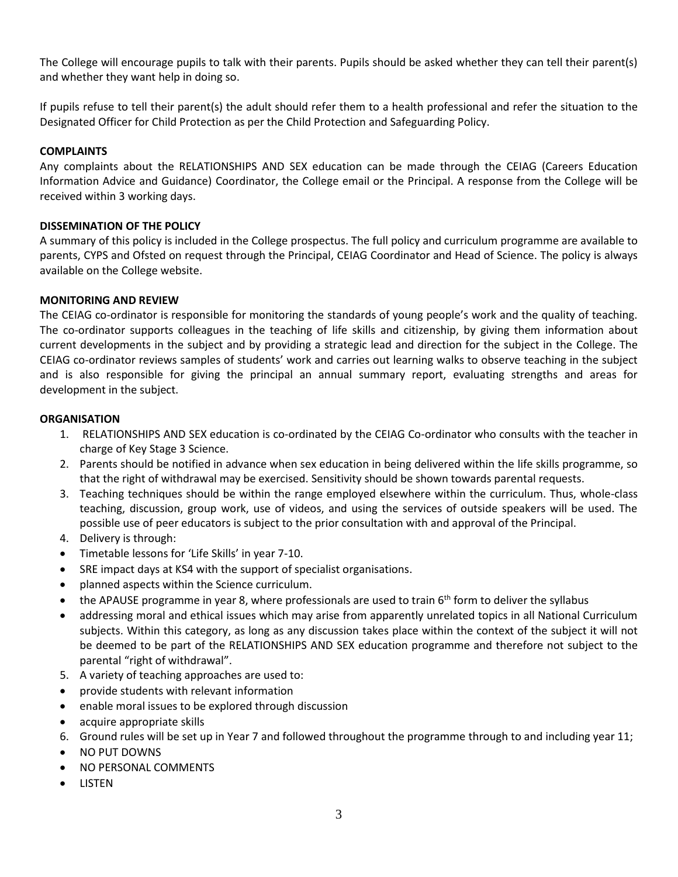The College will encourage pupils to talk with their parents. Pupils should be asked whether they can tell their parent(s) and whether they want help in doing so.

If pupils refuse to tell their parent(s) the adult should refer them to a health professional and refer the situation to the Designated Officer for Child Protection as per the Child Protection and Safeguarding Policy.

**COMPLAINTS**

Any complaints about the RELATIONSHIPS AND SEX education can be made through the CEIAG (Careers Education Information Advice and Guidance) Coordinator, the College email or the Principal. A response from the College will be received within 3 working days.

**DISSEMINATION OF THE POLICY**

A summary of this policy is included in the College prospectus. The full policy and curriculum programme are available to parents, CYPS and Ofsted on request through the Principal, CEIAG Coordinator and Head of Science. The policy is always available on the College website.

**MONITORING AND REVIEW**

The CEIAG co-ordinator is responsible for monitoring the standards of young people's work and the quality of teaching. The co-ordinator supports colleagues in the teaching of life skills and citizenship, by giving them information about current developments in the subject and by providing a strategic lead and direction for the subject in the College. The CEIAG co-ordinator reviews samples of students' work and carries out learning walks to observe teaching in the subject and is also responsible for giving the principal an annual summary report, evaluating strengths and areas for development in the subject.

**ORGANISATION**

1. RELATIONSHIPS AND SEX education is co-ordinated by the CEIAG Co-ordinator who consults with the teacher in charge of Key Stage 3 Science.
2. Parents should be notified in advance when sex education in being delivered within the life skills programme, so that the right of withdrawal may be exercised. Sensitivity should be shown towards parental requests.
3. Teaching techniques should be within the range employed elsewhere within the curriculum. Thus, whole-class teaching, discussion, group work, use of videos, and using the services of outside speakers will be used. The possible use of peer educators is subject to the prior consultation with and approval of the Principal.
4. Delivery is through:

- Timetable lessons for 'Life Skills' in year 7-10.
- SRE impact days at KS4 with the support of specialist organisations.
- planned aspects within the Science curriculum.
- the APAUSE programme in year 8, where professionals are used to train 6th form to deliver the syllabus
- addressing moral and ethical issues which may arise from apparently unrelated topics in all National Curriculum subjects. Within this category, as long as any discussion takes place within the context of the subject it will not be deemed to be part of the RELATIONSHIPS AND SEX education programme and therefore not subject to the parental "right of withdrawal".

5. A variety of teaching approaches are used to:

- provide students with relevant information
- enable moral issues to be explored through discussion
- acquire appropriate skills

6. Ground rules will be set up in Year 7 and followed throughout the programme through to and including year 11;

- NO PUT DOWNS
- NO PERSONAL COMMENTS
- LISTEN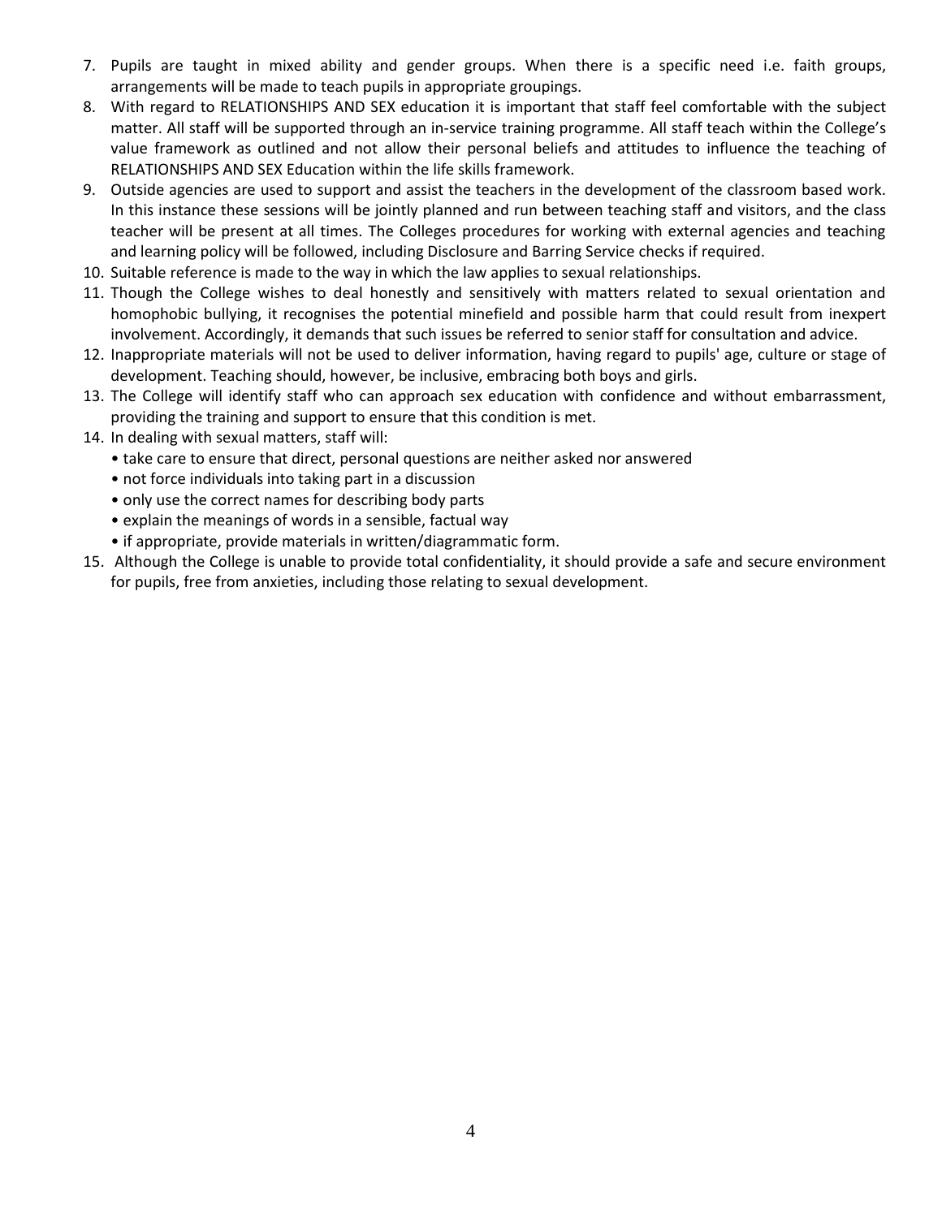7. Pupils are taught in mixed ability and gender groups. When there is a specific need i.e. faith groups, arrangements will be made to teach pupils in appropriate groupings.
8. With regard to RELATIONSHIPS AND SEX education it is important that staff feel comfortable with the subject matter. All staff will be supported through an in-service training programme. All staff teach within the College's value framework as outlined and not allow their personal beliefs and attitudes to influence the teaching of RELATIONSHIPS AND SEX Education within the life skills framework.
9. Outside agencies are used to support and assist the teachers in the development of the classroom based work. In this instance these sessions will be jointly planned and run between teaching staff and visitors, and the class teacher will be present at all times. The Colleges procedures for working with external agencies and teaching and learning policy will be followed, including Disclosure and Barring Service checks if required.
10. Suitable reference is made to the way in which the law applies to sexual relationships.
11. Though the College wishes to deal honestly and sensitively with matters related to sexual orientation and homophobic bullying, it recognises the potential minefield and possible harm that could result from inexpert involvement. Accordingly, it demands that such issues be referred to senior staff for consultation and advice.
12. Inappropriate materials will not be used to deliver information, having regard to pupils' age, culture or stage of development. Teaching should, however, be inclusive, embracing both boys and girls.
13. The College will identify staff who can approach sex education with confidence and without embarrassment, providing the training and support to ensure that this condition is met.
14. In dealing with sexual matters, staff will:
    - take care to ensure that direct, personal questions are neither asked nor answered
    - not force individuals into taking part in a discussion
    - only use the correct names for describing body parts
    - explain the meanings of words in a sensible, factual way
    - if appropriate, provide materials in written/diagrammatic form.
15. Although the College is unable to provide total confidentiality, it should provide a safe and secure environment for pupils, free from anxieties, including those relating to sexual development.